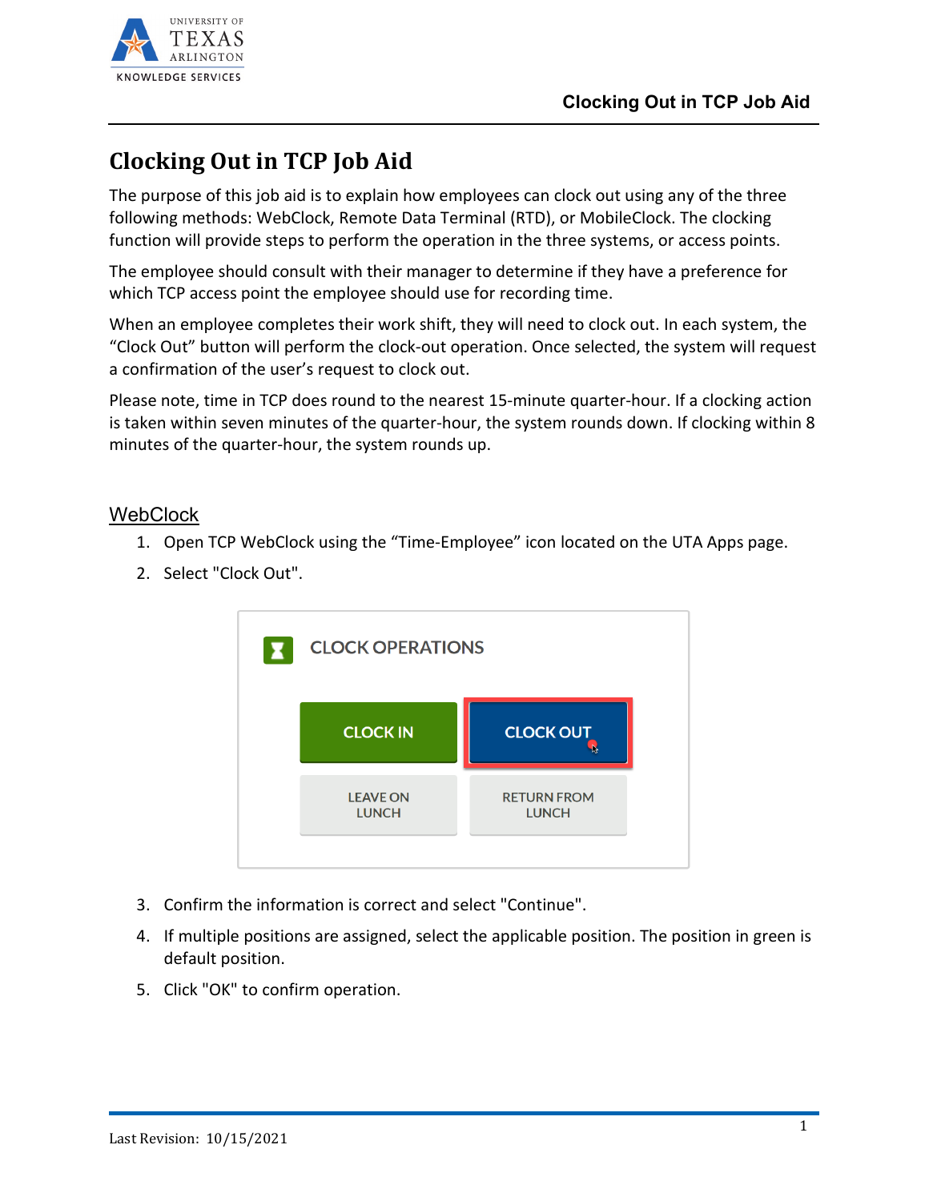# Clocking Out in TCP Job Aid

The purpose of this job aid is to explain how employees can clock out using any of the three following methods: WebClock, Remote Data Terminal (RTD), or MobileClock. The clocking function will provide steps to perform the operation in the three systems, or access points.

The employee should consult with their manager to determine if they have a preference for which TCP access point the employee should use for recording time.

When an employee completes their work shift, they will need to clock out. In each system, the "Clock Out" button will perform the clock-out operation. Once selected, the system will request a confirmation of the user's request to clock out.

Please note, time in TCP does round to the nearest 15-minute quarter-hour. If a clocking action is taken within seven minutes of the quarter-hour, the system rounds down. If clocking within 8 minutes of the quarter-hour, the system rounds up.

## WebClock

1. Open TCP WebClock using the "Time-Employee" icon located on the UTA Apps page.
2. Select "Clock Out".
3. Confirm the information is correct and select "Continue".
4. If multiple positions are assigned, select the applicable position. The position in green is default position.
5. Click "OK" to confirm operation.

Last Revision: 10/15/2021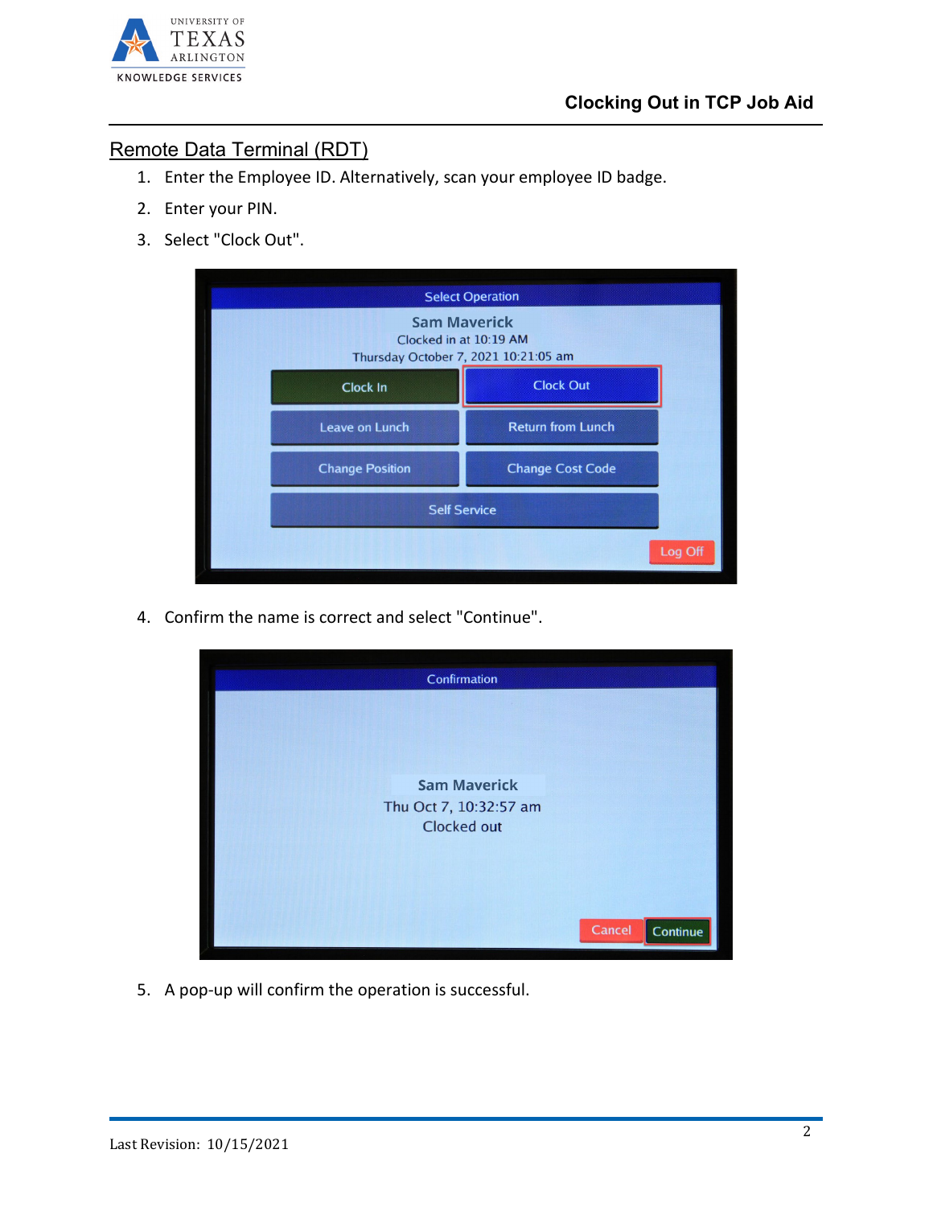## Remote Data Terminal (RDT)

1. Enter the Employee ID. Alternatively, scan your employee ID badge.
2. Enter your PIN.
3. Select "Clock Out".
4. Confirm the name is correct and select "Continue".
5. A pop-up will confirm the operation is successful.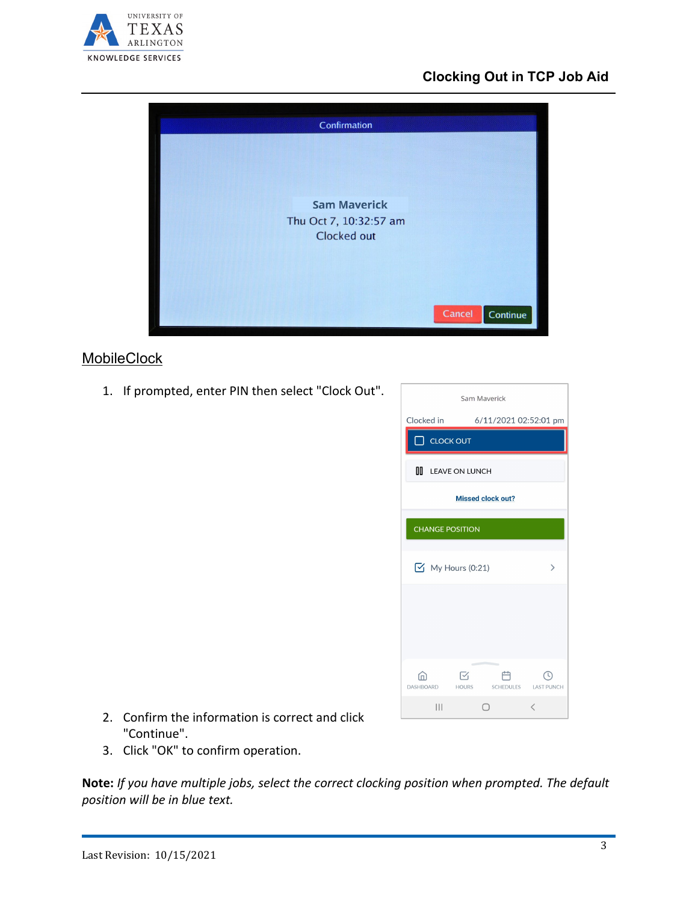## MobileClock

1. If prompted, enter PIN then select "Clock Out".
2. Confirm the information is correct and click "Continue".
3. Click "OK" to confirm operation.

**Note:** *If you have multiple jobs, select the correct clocking position when prompted. The default position will be in blue text.*

Last Revision: 10/15/2021